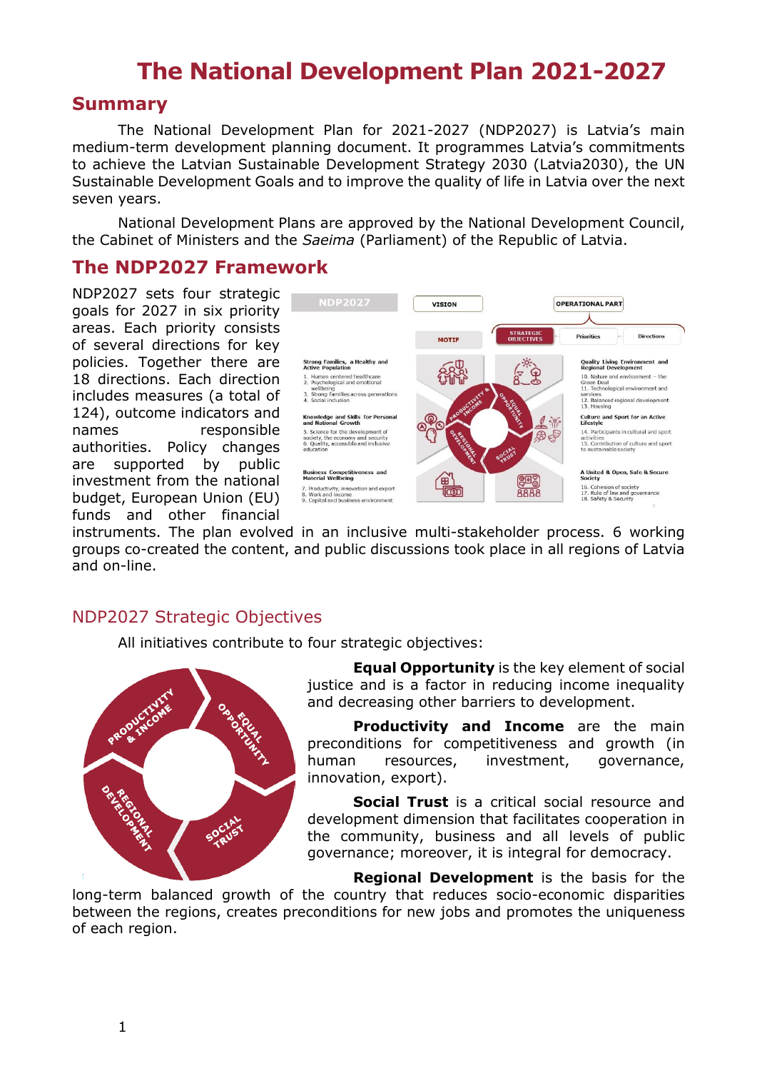# The National Development Plan 2021-2027

## Summary

The National Development Plan for 2021-2027 (NDP2027) is Latvia's main medium-term development planning document. It programmes Latvia's commitments to achieve the Latvian Sustainable Development Strategy 2030 (Latvia2030), the UN Sustainable Development Goals and to improve the quality of life in Latvia over the next seven years.

National Development Plans are approved by the National Development Council, the Cabinet of Ministers and the *Saeima* (Parliament) of the Republic of Latvia.

## The NDP2027 Framework

NDP2027 sets four strategic goals for 2027 in six priority areas. Each priority consists of several directions for key policies. Together there are 18 directions. Each direction includes measures (a total of 124), outcome indicators and names responsible authorities. Policy changes are supported by public investment from the national budget, European Union (EU) funds and other financial instruments. The plan evolved in an inclusive multi-stakeholder process. 6 working groups co-created the content, and public discussions took place in all regions of Latvia and on-line.

NDP2027

VISION

OPERATIONAL PART

MOTIF

STRATEGIC OBJECTIVES

Priorities

Directions

Strong Families, a Healthy and Active Population
1. Human centered healthcare
2. Psychological and emotional wellbeing
3. Strong families across generations
4. Social inclusion

Knowledge and Skills for Personal and National Growth
5. Science for the development of society, the economy and security
6. Quality, accessible and inclusive education

Business Competitiveness and Material Wellbeing
7. Productivity, innovation and export
8. Work and income
9. Capital and business environment

PRODUCTIVITY INCOME

EQUAL OPPORTUNITY

REGIONAL DEVELOPMENT

SOCIAL TRUST

Quality Living Environment and Regional Development
10. Nature and environment – the Green Deal
11. Technological environment and services
12. Balanced regional development
13. Housing

Culture and Sport for an Active Lifestyle
14. Participants in cultural and sport activities
15. Contribution of culture and sport to sustainable society

A United & Open, Safe & Secure Society
16. Cohesion of society
17. Rule of law and governance
18. Safety & Security

### NDP2027 Strategic Objectives

All initiatives contribute to four strategic objectives:

PRODUCTIVITY & INCOME

EQUAL OPPORTUNITY

REGIONAL DEVELOPMENT

SOCIAL TRUST

**Equal Opportunity** is the key element of social justice and is a factor in reducing income inequality and decreasing other barriers to development.

**Productivity and Income** are the main preconditions for competitiveness and growth (in human resources, investment, governance, innovation, export).

**Social Trust** is a critical social resource and development dimension that facilitates cooperation in the community, business and all levels of public governance; moreover, it is integral for democracy.

**Regional Development** is the basis for the long-term balanced growth of the country that reduces socio-economic disparities between the regions, creates preconditions for new jobs and promotes the uniqueness of each region.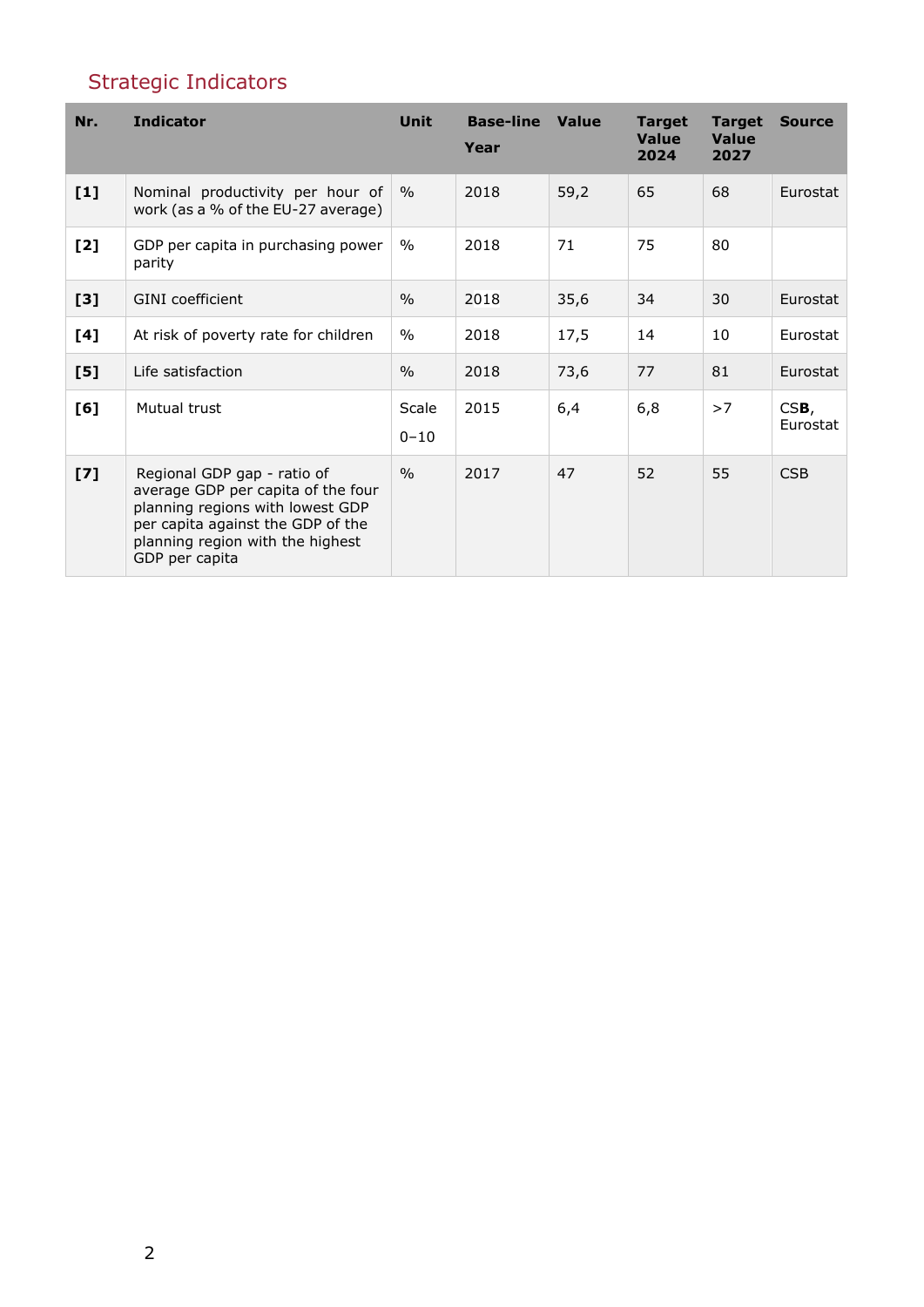## Strategic Indicators

| Nr. | Indicator | Unit | Base-line Year | Value | Target Value 2024 | Target Value 2027 | Source |
|---|---|---|---|---|---|---|---|
| **[1]** | Nominal productivity per hour of work (as a % of the EU-27 average) | % | 2018 | 59,2 | 65 | 68 | Eurostat |
| **[2]** | GDP per capita in purchasing power parity | % | 2018 | 71 | 75 | 80 | |
| **[3]** | GINI coefficient | % | 2018 | 35,6 | 34 | 30 | Eurostat |
| **[4]** | At risk of poverty rate for children | % | 2018 | 17,5 | 14 | 10 | Eurostat |
| **[5]** | Life satisfaction | % | 2018 | 73,6 | 77 | 81 | Eurostat |
| **[6]** | Mutual trust | Scale 0–10 | 2015 | 6,4 | 6,8 | >7 | CS**B**, Eurostat |
| **[7]** | Regional GDP gap - ratio of average GDP per capita of the four planning regions with lowest GDP per capita against the GDP of the planning region with the highest GDP per capita | % | 2017 | 47 | 52 | 55 | CSB |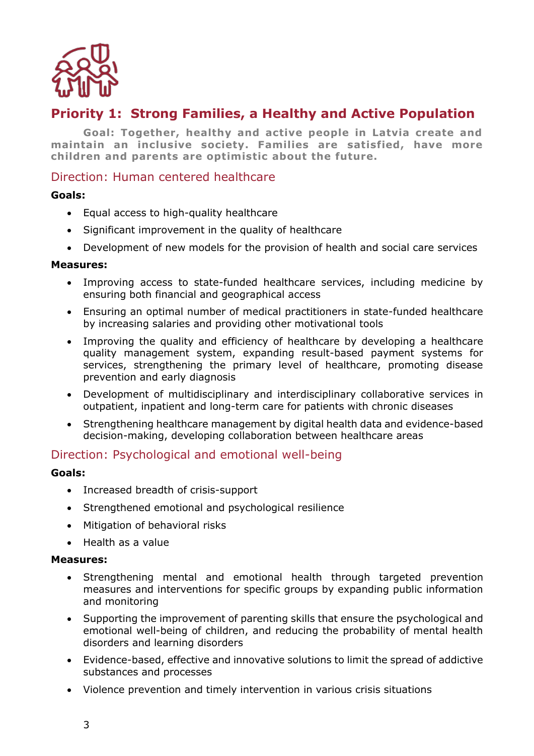## Priority 1: Strong Families, a Healthy and Active Population

**Goal: Together, healthy and active people in Latvia create and maintain an inclusive society. Families are satisfied, have more children and parents are optimistic about the future.**

### Direction: Human centered healthcare

**Goals:**

- Equal access to high-quality healthcare
- Significant improvement in the quality of healthcare
- Development of new models for the provision of health and social care services

**Measures:**

- Improving access to state-funded healthcare services, including medicine by ensuring both financial and geographical access
- Ensuring an optimal number of medical practitioners in state-funded healthcare by increasing salaries and providing other motivational tools
- Improving the quality and efficiency of healthcare by developing a healthcare quality management system, expanding result-based payment systems for services, strengthening the primary level of healthcare, promoting disease prevention and early diagnosis
- Development of multidisciplinary and interdisciplinary collaborative services in outpatient, inpatient and long-term care for patients with chronic diseases
- Strengthening healthcare management by digital health data and evidence-based decision-making, developing collaboration between healthcare areas

### Direction: Psychological and emotional well-being

**Goals:**

- Increased breadth of crisis-support
- Strengthened emotional and psychological resilience
- Mitigation of behavioral risks
- Health as a value

**Measures:**

- Strengthening mental and emotional health through targeted prevention measures and interventions for specific groups by expanding public information and monitoring
- Supporting the improvement of parenting skills that ensure the psychological and emotional well-being of children, and reducing the probability of mental health disorders and learning disorders
- Evidence-based, effective and innovative solutions to limit the spread of addictive substances and processes
- Violence prevention and timely intervention in various crisis situations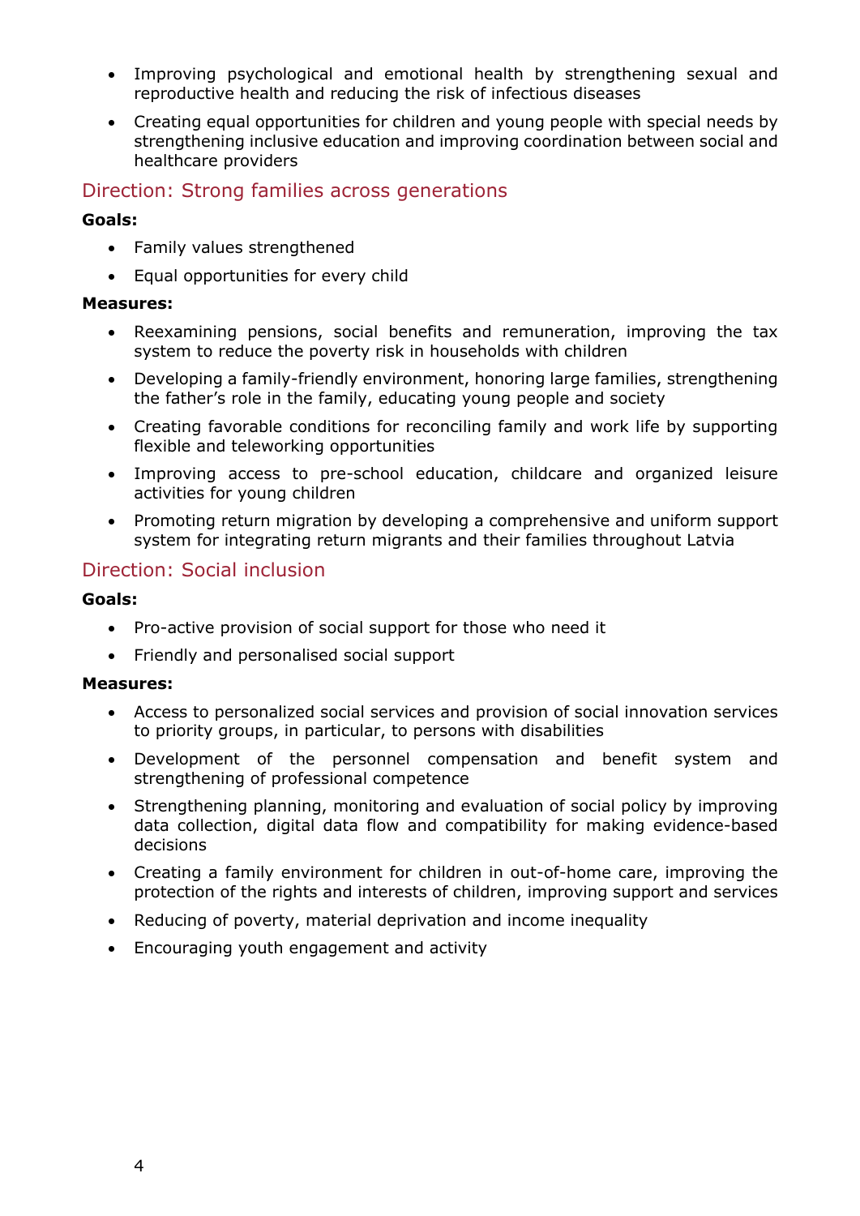- Improving psychological and emotional health by strengthening sexual and reproductive health and reducing the risk of infectious diseases
- Creating equal opportunities for children and young people with special needs by strengthening inclusive education and improving coordination between social and healthcare providers

## Direction: Strong families across generations

**Goals:**

- Family values strengthened
- Equal opportunities for every child

**Measures:**

- Reexamining pensions, social benefits and remuneration, improving the tax system to reduce the poverty risk in households with children
- Developing a family-friendly environment, honoring large families, strengthening the father's role in the family, educating young people and society
- Creating favorable conditions for reconciling family and work life by supporting flexible and teleworking opportunities
- Improving access to pre-school education, childcare and organized leisure activities for young children
- Promoting return migration by developing a comprehensive and uniform support system for integrating return migrants and their families throughout Latvia

## Direction: Social inclusion

**Goals:**

- Pro-active provision of social support for those who need it
- Friendly and personalised social support

**Measures:**

- Access to personalized social services and provision of social innovation services to priority groups, in particular, to persons with disabilities
- Development of the personnel compensation and benefit system and strengthening of professional competence
- Strengthening planning, monitoring and evaluation of social policy by improving data collection, digital data flow and compatibility for making evidence-based decisions
- Creating a family environment for children in out-of-home care, improving the protection of the rights and interests of children, improving support and services
- Reducing of poverty, material deprivation and income inequality
- Encouraging youth engagement and activity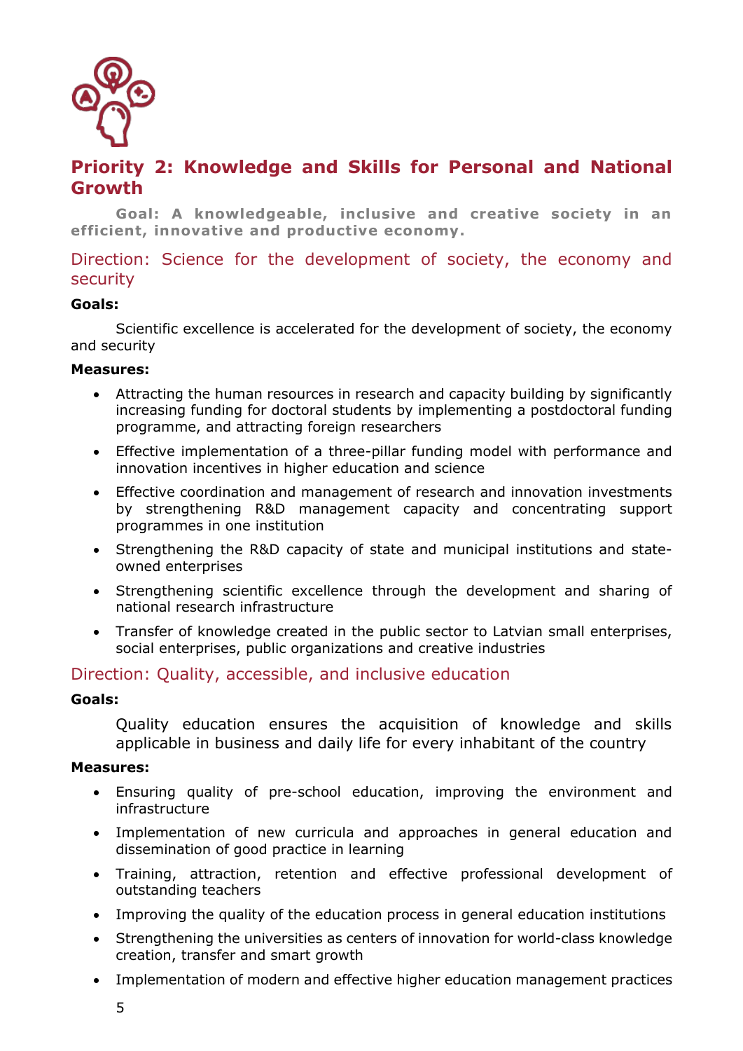## Priority 2: Knowledge and Skills for Personal and National Growth

**Goal: A knowledgeable, inclusive and creative society in an efficient, innovative and productive economy.**

### Direction: Science for the development of society, the economy and security

**Goals:**

Scientific excellence is accelerated for the development of society, the economy and security

**Measures:**

- Attracting the human resources in research and capacity building by significantly increasing funding for doctoral students by implementing a postdoctoral funding programme, and attracting foreign researchers
- Effective implementation of a three-pillar funding model with performance and innovation incentives in higher education and science
- Effective coordination and management of research and innovation investments by strengthening R&D management capacity and concentrating support programmes in one institution
- Strengthening the R&D capacity of state and municipal institutions and state-owned enterprises
- Strengthening scientific excellence through the development and sharing of national research infrastructure
- Transfer of knowledge created in the public sector to Latvian small enterprises, social enterprises, public organizations and creative industries

### Direction: Quality, accessible, and inclusive education

**Goals:**

Quality education ensures the acquisition of knowledge and skills applicable in business and daily life for every inhabitant of the country

**Measures:**

- Ensuring quality of pre-school education, improving the environment and infrastructure
- Implementation of new curricula and approaches in general education and dissemination of good practice in learning
- Training, attraction, retention and effective professional development of outstanding teachers
- Improving the quality of the education process in general education institutions
- Strengthening the universities as centers of innovation for world-class knowledge creation, transfer and smart growth
- Implementation of modern and effective higher education management practices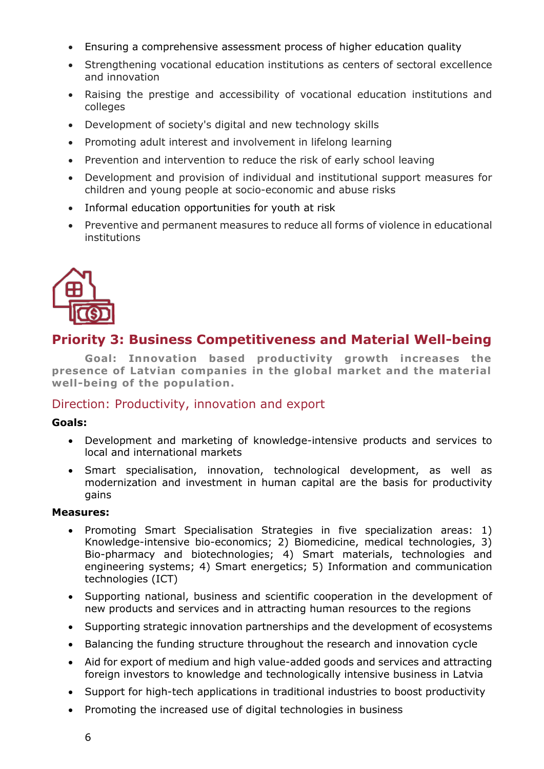- Ensuring a comprehensive assessment process of higher education quality
- Strengthening vocational education institutions as centers of sectoral excellence and innovation
- Raising the prestige and accessibility of vocational education institutions and colleges
- Development of society's digital and new technology skills
- Promoting adult interest and involvement in lifelong learning
- Prevention and intervention to reduce the risk of early school leaving
- Development and provision of individual and institutional support measures for children and young people at socio-economic and abuse risks
- Informal education opportunities for youth at risk
- Preventive and permanent measures to reduce all forms of violence in educational institutions

## Priority 3: Business Competitiveness and Material Well-being

**Goal: Innovation based productivity growth increases the presence of Latvian companies in the global market and the material well-being of the population.**

### Direction: Productivity, innovation and export

**Goals:**

- Development and marketing of knowledge-intensive products and services to local and international markets
- Smart specialisation, innovation, technological development, as well as modernization and investment in human capital are the basis for productivity gains

**Measures:**

- Promoting Smart Specialisation Strategies in five specialization areas: 1) Knowledge-intensive bio-economics; 2) Biomedicine, medical technologies, 3) Bio-pharmacy and biotechnologies; 4) Smart materials, technologies and engineering systems; 4) Smart energetics; 5) Information and communication technologies (ICT)
- Supporting national, business and scientific cooperation in the development of new products and services and in attracting human resources to the regions
- Supporting strategic innovation partnerships and the development of ecosystems
- Balancing the funding structure throughout the research and innovation cycle
- Aid for export of medium and high value-added goods and services and attracting foreign investors to knowledge and technologically intensive business in Latvia
- Support for high-tech applications in traditional industries to boost productivity
- Promoting the increased use of digital technologies in business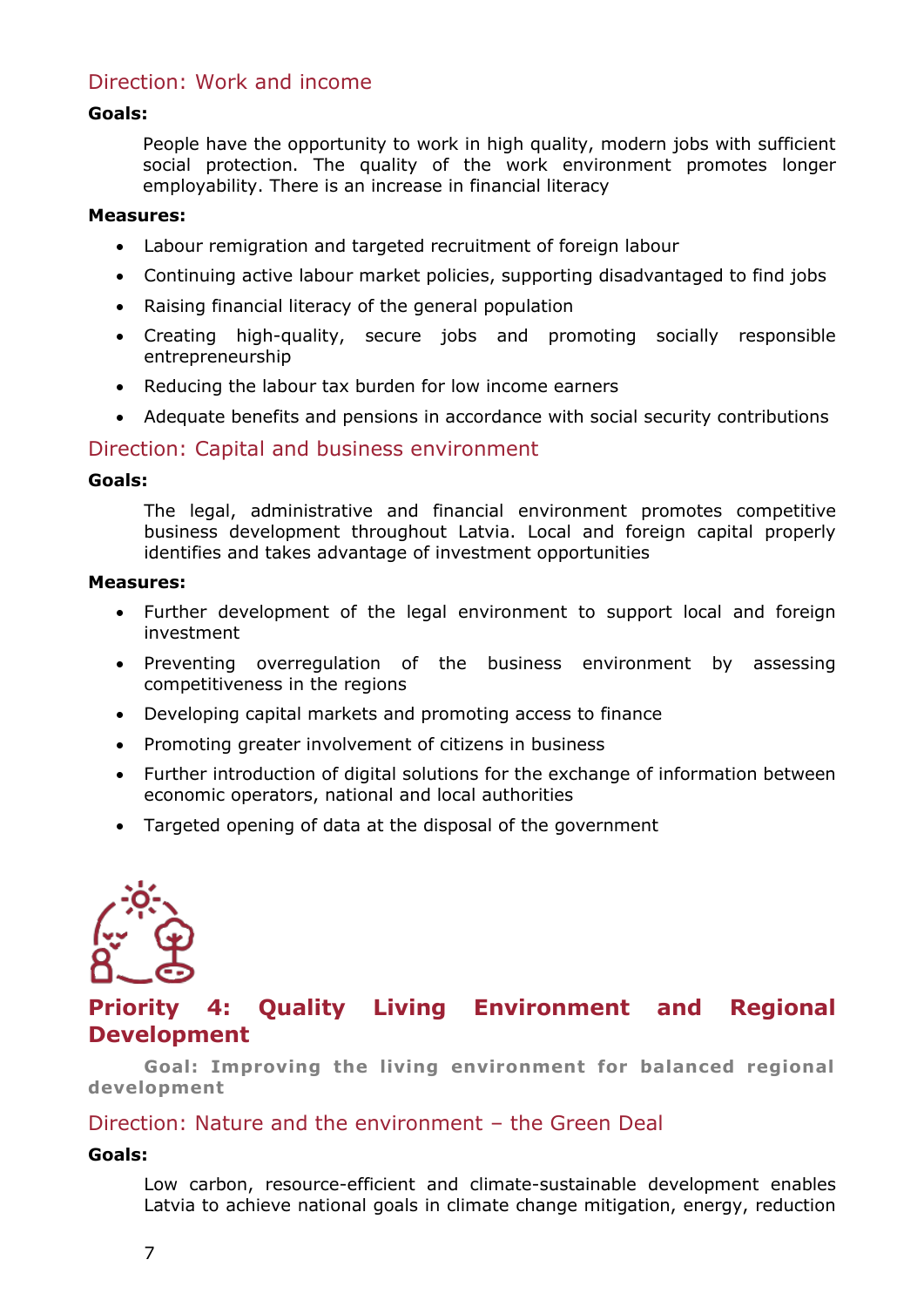### Direction: Work and income

**Goals:**

People have the opportunity to work in high quality, modern jobs with sufficient social protection. The quality of the work environment promotes longer employability. There is an increase in financial literacy

**Measures:**

- Labour remigration and targeted recruitment of foreign labour
- Continuing active labour market policies, supporting disadvantaged to find jobs
- Raising financial literacy of the general population
- Creating high-quality, secure jobs and promoting socially responsible entrepreneurship
- Reducing the labour tax burden for low income earners
- Adequate benefits and pensions in accordance with social security contributions

### Direction: Capital and business environment

**Goals:**

The legal, administrative and financial environment promotes competitive business development throughout Latvia. Local and foreign capital properly identifies and takes advantage of investment opportunities

**Measures:**

- Further development of the legal environment to support local and foreign investment
- Preventing overregulation of the business environment by assessing competitiveness in the regions
- Developing capital markets and promoting access to finance
- Promoting greater involvement of citizens in business
- Further introduction of digital solutions for the exchange of information between economic operators, national and local authorities
- Targeted opening of data at the disposal of the government

## Priority 4: Quality Living Environment and Regional Development

**Goal: Improving the living environment for balanced regional development**

### Direction: Nature and the environment – the Green Deal

**Goals:**

Low carbon, resource-efficient and climate-sustainable development enables Latvia to achieve national goals in climate change mitigation, energy, reduction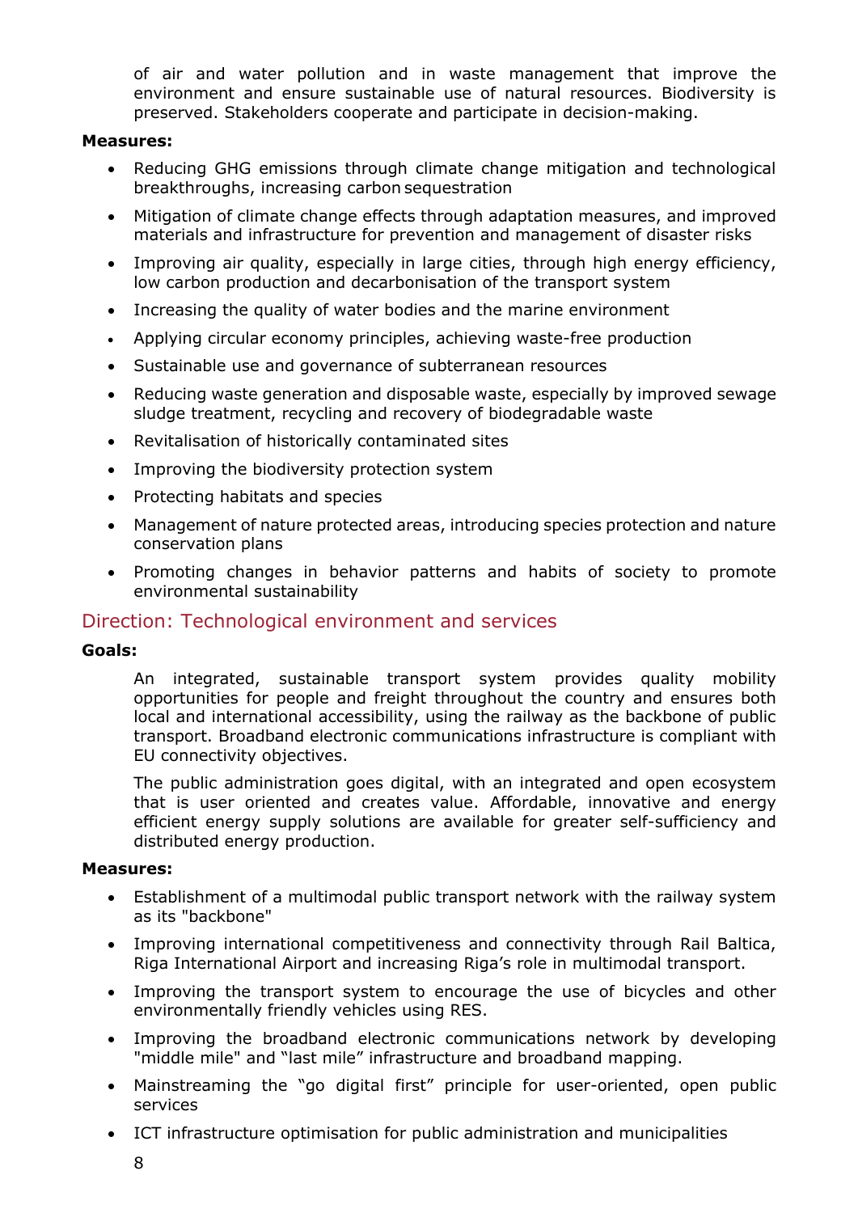of air and water pollution and in waste management that improve the environment and ensure sustainable use of natural resources. Biodiversity is preserved. Stakeholders cooperate and participate in decision-making.

**Measures:**

- Reducing GHG emissions through climate change mitigation and technological breakthroughs, increasing carbon sequestration
- Mitigation of climate change effects through adaptation measures, and improved materials and infrastructure for prevention and management of disaster risks
- Improving air quality, especially in large cities, through high energy efficiency, low carbon production and decarbonisation of the transport system
- Increasing the quality of water bodies and the marine environment
- Applying circular economy principles, achieving waste-free production
- Sustainable use and governance of subterranean resources
- Reducing waste generation and disposable waste, especially by improved sewage sludge treatment, recycling and recovery of biodegradable waste
- Revitalisation of historically contaminated sites
- Improving the biodiversity protection system
- Protecting habitats and species
- Management of nature protected areas, introducing species protection and nature conservation plans
- Promoting changes in behavior patterns and habits of society to promote environmental sustainability

## Direction: Technological environment and services

**Goals:**

An integrated, sustainable transport system provides quality mobility opportunities for people and freight throughout the country and ensures both local and international accessibility, using the railway as the backbone of public transport. Broadband electronic communications infrastructure is compliant with EU connectivity objectives.

The public administration goes digital, with an integrated and open ecosystem that is user oriented and creates value. Affordable, innovative and energy efficient energy supply solutions are available for greater self-sufficiency and distributed energy production.

**Measures:**

- Establishment of a multimodal public transport network with the railway system as its "backbone"
- Improving international competitiveness and connectivity through Rail Baltica, Riga International Airport and increasing Riga's role in multimodal transport.
- Improving the transport system to encourage the use of bicycles and other environmentally friendly vehicles using RES.
- Improving the broadband electronic communications network by developing "middle mile" and "last mile" infrastructure and broadband mapping.
- Mainstreaming the "go digital first" principle for user-oriented, open public services
- ICT infrastructure optimisation for public administration and municipalities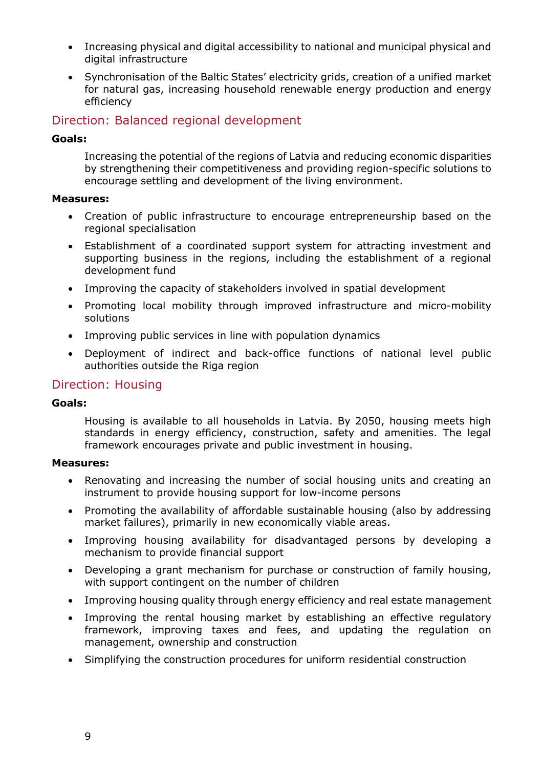- Increasing physical and digital accessibility to national and municipal physical and digital infrastructure
- Synchronisation of the Baltic States' electricity grids, creation of a unified market for natural gas, increasing household renewable energy production and energy efficiency

## Direction: Balanced regional development

**Goals:**

Increasing the potential of the regions of Latvia and reducing economic disparities by strengthening their competitiveness and providing region-specific solutions to encourage settling and development of the living environment.

**Measures:**

- Creation of public infrastructure to encourage entrepreneurship based on the regional specialisation
- Establishment of a coordinated support system for attracting investment and supporting business in the regions, including the establishment of a regional development fund
- Improving the capacity of stakeholders involved in spatial development
- Promoting local mobility through improved infrastructure and micro-mobility solutions
- Improving public services in line with population dynamics
- Deployment of indirect and back-office functions of national level public authorities outside the Riga region

## Direction: Housing

**Goals:**

Housing is available to all households in Latvia. By 2050, housing meets high standards in energy efficiency, construction, safety and amenities. The legal framework encourages private and public investment in housing.

**Measures:**

- Renovating and increasing the number of social housing units and creating an instrument to provide housing support for low-income persons
- Promoting the availability of affordable sustainable housing (also by addressing market failures), primarily in new economically viable areas.
- Improving housing availability for disadvantaged persons by developing a mechanism to provide financial support
- Developing a grant mechanism for purchase or construction of family housing, with support contingent on the number of children
- Improving housing quality through energy efficiency and real estate management
- Improving the rental housing market by establishing an effective regulatory framework, improving taxes and fees, and updating the regulation on management, ownership and construction
- Simplifying the construction procedures for uniform residential construction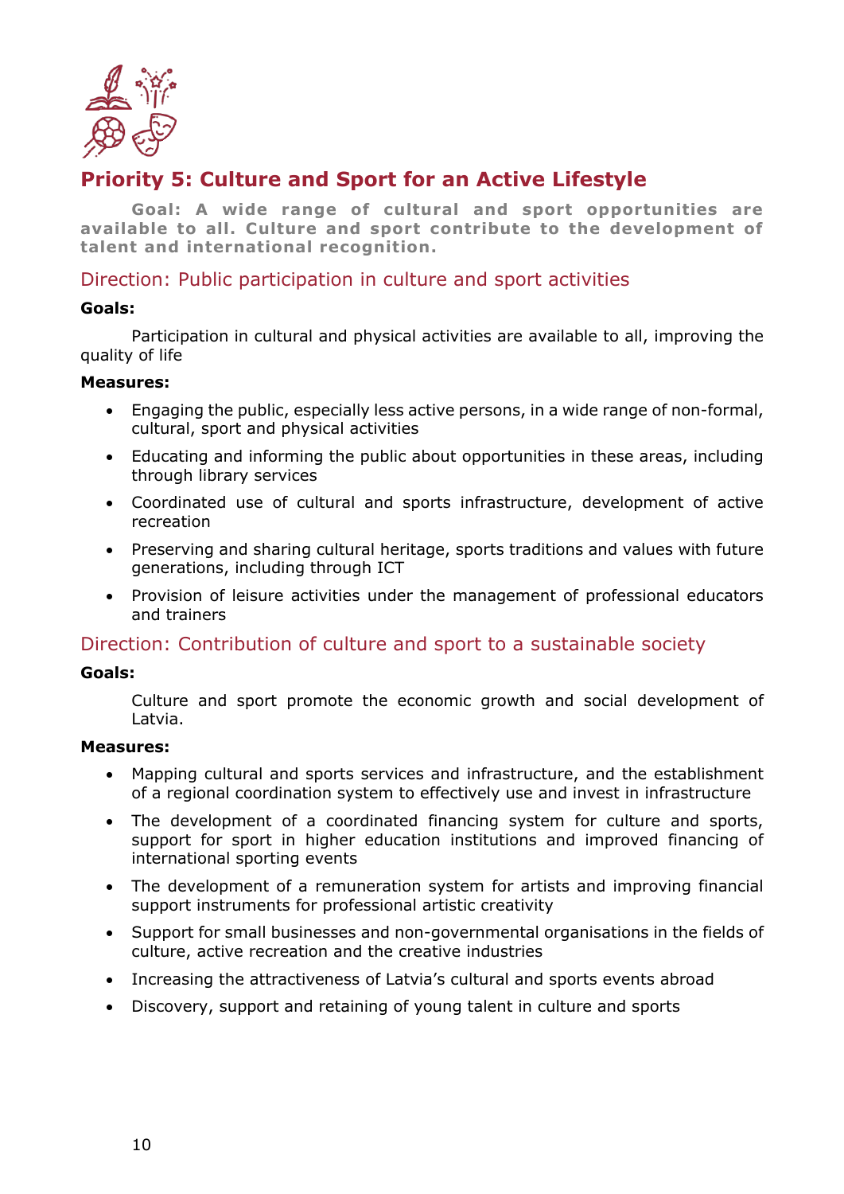## Priority 5: Culture and Sport for an Active Lifestyle

**Goal: A wide range of cultural and sport opportunities are available to all. Culture and sport contribute to the development of talent and international recognition.**

### Direction: Public participation in culture and sport activities

**Goals:**

Participation in cultural and physical activities are available to all, improving the quality of life

**Measures:**

- Engaging the public, especially less active persons, in a wide range of non-formal, cultural, sport and physical activities
- Educating and informing the public about opportunities in these areas, including through library services
- Coordinated use of cultural and sports infrastructure, development of active recreation
- Preserving and sharing cultural heritage, sports traditions and values with future generations, including through ICT
- Provision of leisure activities under the management of professional educators and trainers

### Direction: Contribution of culture and sport to a sustainable society

**Goals:**

Culture and sport promote the economic growth and social development of Latvia.

**Measures:**

- Mapping cultural and sports services and infrastructure, and the establishment of a regional coordination system to effectively use and invest in infrastructure
- The development of a coordinated financing system for culture and sports, support for sport in higher education institutions and improved financing of international sporting events
- The development of a remuneration system for artists and improving financial support instruments for professional artistic creativity
- Support for small businesses and non-governmental organisations in the fields of culture, active recreation and the creative industries
- Increasing the attractiveness of Latvia's cultural and sports events abroad
- Discovery, support and retaining of young talent in culture and sports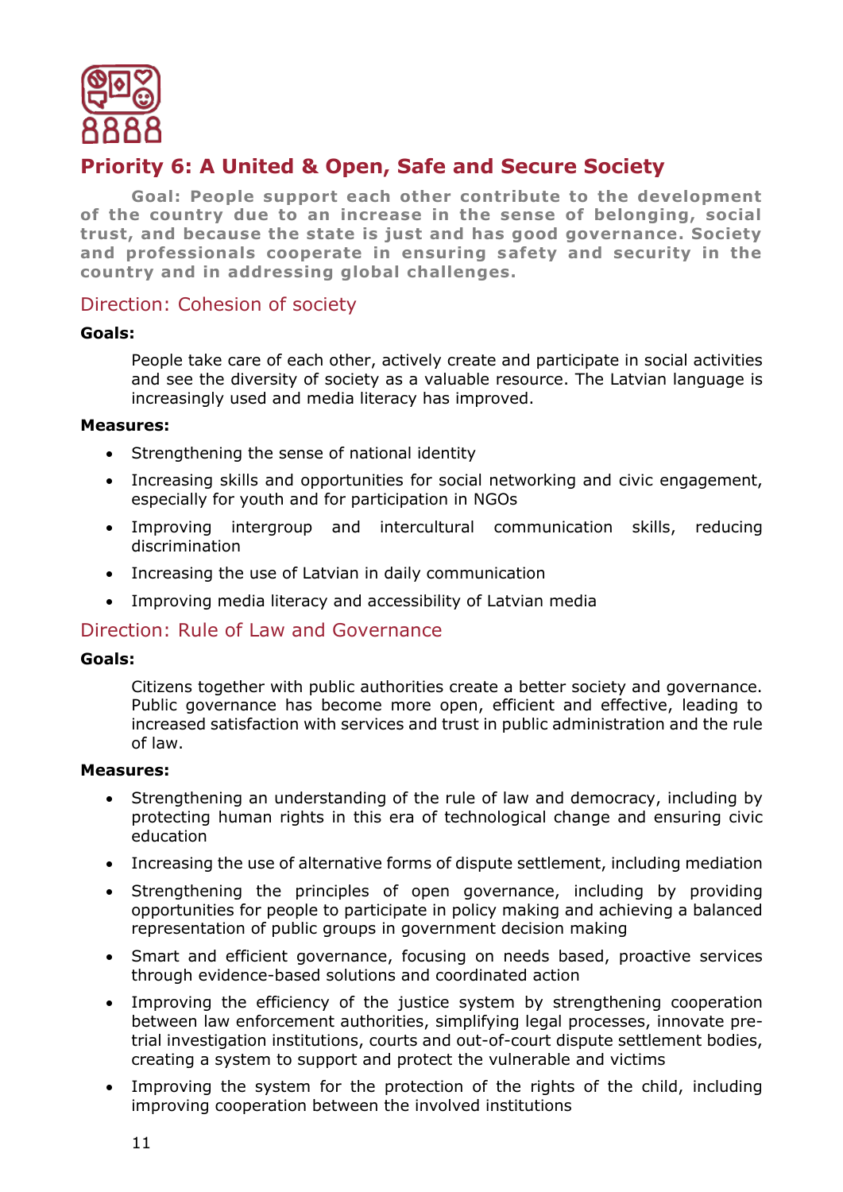## Priority 6: A United & Open, Safe and Secure Society

**Goal: People support each other contribute to the development of the country due to an increase in the sense of belonging, social trust, and because the state is just and has good governance. Society and professionals cooperate in ensuring safety and security in the country and in addressing global challenges.**

### Direction: Cohesion of society

**Goals:**

People take care of each other, actively create and participate in social activities and see the diversity of society as a valuable resource. The Latvian language is increasingly used and media literacy has improved.

**Measures:**

- Strengthening the sense of national identity
- Increasing skills and opportunities for social networking and civic engagement, especially for youth and for participation in NGOs
- Improving intergroup and intercultural communication skills, reducing discrimination
- Increasing the use of Latvian in daily communication
- Improving media literacy and accessibility of Latvian media

### Direction: Rule of Law and Governance

**Goals:**

Citizens together with public authorities create a better society and governance. Public governance has become more open, efficient and effective, leading to increased satisfaction with services and trust in public administration and the rule of law.

**Measures:**

- Strengthening an understanding of the rule of law and democracy, including by protecting human rights in this era of technological change and ensuring civic education
- Increasing the use of alternative forms of dispute settlement, including mediation
- Strengthening the principles of open governance, including by providing opportunities for people to participate in policy making and achieving a balanced representation of public groups in government decision making
- Smart and efficient governance, focusing on needs based, proactive services through evidence-based solutions and coordinated action
- Improving the efficiency of the justice system by strengthening cooperation between law enforcement authorities, simplifying legal processes, innovate pre-trial investigation institutions, courts and out-of-court dispute settlement bodies, creating a system to support and protect the vulnerable and victims
- Improving the system for the protection of the rights of the child, including improving cooperation between the involved institutions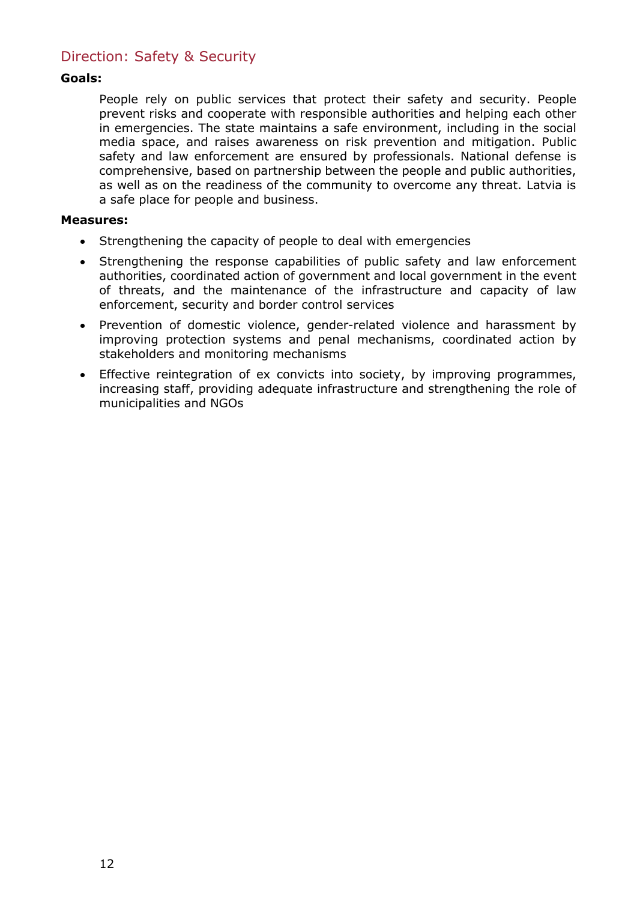## Direction: Safety & Security

**Goals:**

People rely on public services that protect their safety and security. People prevent risks and cooperate with responsible authorities and helping each other in emergencies. The state maintains a safe environment, including in the social media space, and raises awareness on risk prevention and mitigation. Public safety and law enforcement are ensured by professionals. National defense is comprehensive, based on partnership between the people and public authorities, as well as on the readiness of the community to overcome any threat. Latvia is a safe place for people and business.

**Measures:**

- Strengthening the capacity of people to deal with emergencies
- Strengthening the response capabilities of public safety and law enforcement authorities, coordinated action of government and local government in the event of threats, and the maintenance of the infrastructure and capacity of law enforcement, security and border control services
- Prevention of domestic violence, gender-related violence and harassment by improving protection systems and penal mechanisms, coordinated action by stakeholders and monitoring mechanisms
- Effective reintegration of ex convicts into society, by improving programmes, increasing staff, providing adequate infrastructure and strengthening the role of municipalities and NGOs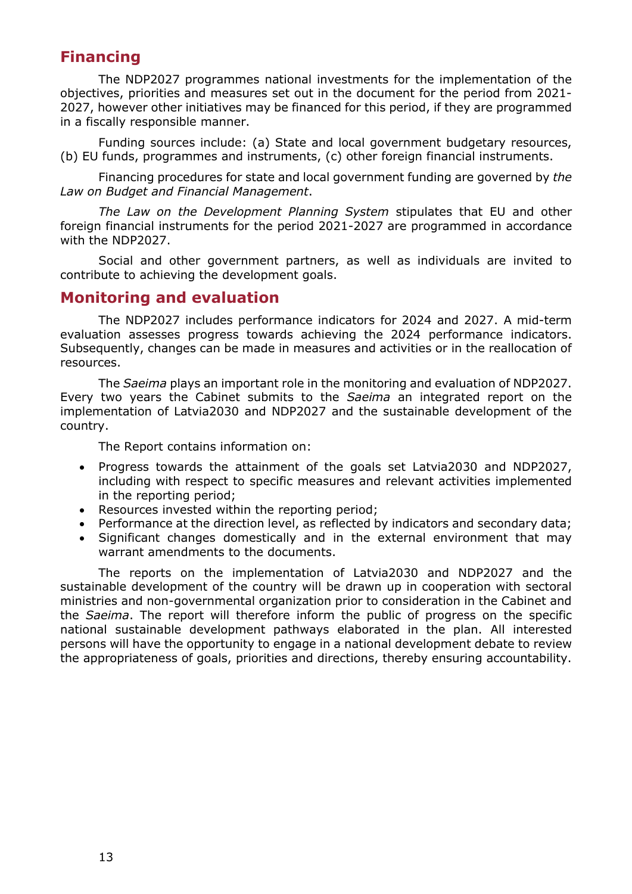## Financing

The NDP2027 programmes national investments for the implementation of the objectives, priorities and measures set out in the document for the period from 2021-2027, however other initiatives may be financed for this period, if they are programmed in a fiscally responsible manner.

Funding sources include: (a) State and local government budgetary resources, (b) EU funds, programmes and instruments, (c) other foreign financial instruments.

Financing procedures for state and local government funding are governed by *the Law on Budget and Financial Management*.

*The Law on the Development Planning System* stipulates that EU and other foreign financial instruments for the period 2021-2027 are programmed in accordance with the NDP2027.

Social and other government partners, as well as individuals are invited to contribute to achieving the development goals.

## Monitoring and evaluation

The NDP2027 includes performance indicators for 2024 and 2027. A mid-term evaluation assesses progress towards achieving the 2024 performance indicators. Subsequently, changes can be made in measures and activities or in the reallocation of resources.

The *Saeima* plays an important role in the monitoring and evaluation of NDP2027. Every two years the Cabinet submits to the *Saeima* an integrated report on the implementation of Latvia2030 and NDP2027 and the sustainable development of the country.

The Report contains information on:

- Progress towards the attainment of the goals set Latvia2030 and NDP2027, including with respect to specific measures and relevant activities implemented in the reporting period;
- Resources invested within the reporting period;
- Performance at the direction level, as reflected by indicators and secondary data;
- Significant changes domestically and in the external environment that may warrant amendments to the documents.

The reports on the implementation of Latvia2030 and NDP2027 and the sustainable development of the country will be drawn up in cooperation with sectoral ministries and non-governmental organization prior to consideration in the Cabinet and the *Saeima*. The report will therefore inform the public of progress on the specific national sustainable development pathways elaborated in the plan. All interested persons will have the opportunity to engage in a national development debate to review the appropriateness of goals, priorities and directions, thereby ensuring accountability.